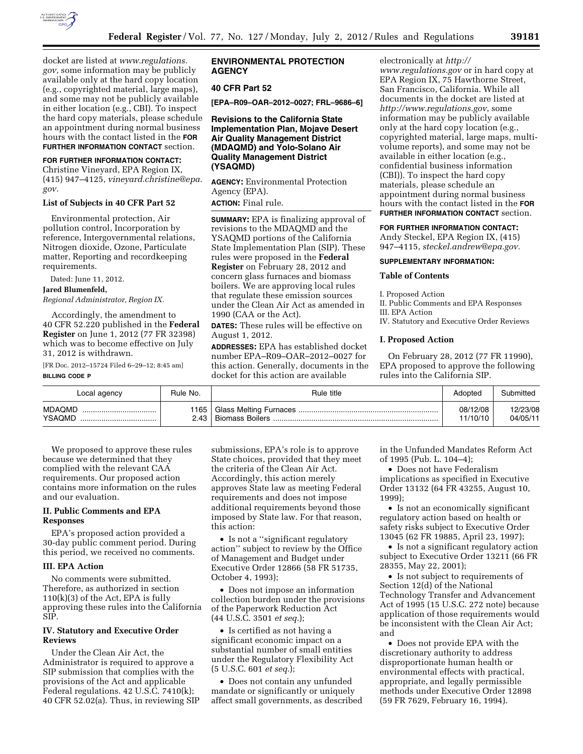docket are listed at *www.regulations.gov,* some information may be publicly available only at the hard copy location (e.g., copyrighted material, large maps), and some may not be publicly available in either location (e.g., CBI). To inspect the hard copy materials, please schedule an appointment during normal business hours with the contact listed in the **FOR FURTHER INFORMATION CONTACT** section.

**FOR FURTHER INFORMATION CONTACT:** Christine Vineyard, EPA Region IX, (415) 947–4125, *vineyard.christine@epa.gov.*

**List of Subjects in 40 CFR Part 52**

Environmental protection, Air pollution control, Incorporation by reference, Intergovernmental relations, Nitrogen dioxide, Ozone, Particulate matter, Reporting and recordkeeping requirements.

Dated: June 11, 2012.

**Jared Blumenfeld,**

*Regional Administrator, Region IX.*

Accordingly, the amendment to 40 CFR 52.220 published in the **Federal Register** on June 1, 2012 (77 FR 32398) which was to become effective on July 31, 2012 is withdrawn.

[FR Doc. 2012–15724 Filed 6–29–12; 8:45 am]

**BILLING CODE P**

## ENVIRONMENTAL PROTECTION AGENCY

## 40 CFR Part 52

**[EPA–R09–OAR–2012–0027; FRL–9686–6]**

## Revisions to the California State Implementation Plan, Mojave Desert Air Quality Management District (MDAQMD) and Yolo-Solano Air Quality Management District (YSAQMD)

**AGENCY:** Environmental Protection Agency (EPA).

**ACTION:** Final rule.

**SUMMARY:** EPA is finalizing approval of revisions to the MDAQMD and the YSAQMD portions of the California State Implementation Plan (SIP). These rules were proposed in the **Federal Register** on February 28, 2012 and concern glass furnaces and biomass boilers. We are approving local rules that regulate these emission sources under the Clean Air Act as amended in 1990 (CAA or the Act).

**DATES:** These rules will be effective on August 1, 2012.

**ADDRESSES:** EPA has established docket number EPA–R09–OAR–2012–0027 for this action. Generally, documents in the docket for this action are available electronically at *http://www.regulations.gov* or in hard copy at EPA Region IX, 75 Hawthorne Street, San Francisco, California. While all documents in the docket are listed at *http://www.regulations.gov*, some information may be publicly available only at the hard copy location (e.g., copyrighted material, large maps, multi-volume reports), and some may not be available in either location (e.g., confidential business information (CBI)). To inspect the hard copy materials, please schedule an appointment during normal business hours with the contact listed in the **FOR FURTHER INFORMATION CONTACT** section.

**FOR FURTHER INFORMATION CONTACT:** Andy Steckel, EPA Region IX, (415) 947–4115, *steckel.andrew@epa.gov.*

**SUPPLEMENTARY INFORMATION:**

**Table of Contents**

I. Proposed Action
II. Public Comments and EPA Responses
III. EPA Action
IV. Statutory and Executive Order Reviews

### I. Proposed Action

On February 28, 2012 (77 FR 11990), EPA proposed to approve the following rules into the California SIP.

| Local agency | Rule No. | Rule title | Adopted | Submitted |
|---|---|---|---|---|
| MDAQMD | 1165 | Glass Melting Furnaces | 08/12/08 | 12/23/08 |
| YSAQMD | 2.43 | Biomass Boilers | 11/10/10 | 04/05/11 |

We proposed to approve these rules because we determined that they complied with the relevant CAA requirements. Our proposed action contains more information on the rules and our evaluation.

### II. Public Comments and EPA Responses

EPA's proposed action provided a 30-day public comment period. During this period, we received no comments.

### III. EPA Action

No comments were submitted. Therefore, as authorized in section 110(k)(3) of the Act, EPA is fully approving these rules into the California SIP.

### IV. Statutory and Executive Order Reviews

Under the Clean Air Act, the Administrator is required to approve a SIP submission that complies with the provisions of the Act and applicable Federal regulations. 42 U.S.C. 7410(k); 40 CFR 52.02(a). Thus, in reviewing SIP submissions, EPA's role is to approve State choices, provided that they meet the criteria of the Clean Air Act. Accordingly, this action merely approves State law as meeting Federal requirements and does not impose additional requirements beyond those imposed by State law. For that reason, this action:

- Is not a ''significant regulatory action'' subject to review by the Office of Management and Budget under Executive Order 12866 (58 FR 51735, October 4, 1993);
- Does not impose an information collection burden under the provisions of the Paperwork Reduction Act (44 U.S.C. 3501 *et seq.*);
- Is certified as not having a significant economic impact on a substantial number of small entities under the Regulatory Flexibility Act (5 U.S.C. 601 *et seq.*);
- Does not contain any unfunded mandate or significantly or uniquely affect small governments, as described in the Unfunded Mandates Reform Act of 1995 (Pub. L. 104–4);
- Does not have Federalism implications as specified in Executive Order 13132 (64 FR 43255, August 10, 1999);
- Is not an economically significant regulatory action based on health or safety risks subject to Executive Order 13045 (62 FR 19885, April 23, 1997);
- Is not a significant regulatory action subject to Executive Order 13211 (66 FR 28355, May 22, 2001);
- Is not subject to requirements of Section 12(d) of the National Technology Transfer and Advancement Act of 1995 (15 U.S.C. 272 note) because application of those requirements would be inconsistent with the Clean Air Act; and
- Does not provide EPA with the discretionary authority to address disproportionate human health or environmental effects with practical, appropriate, and legally permissible methods under Executive Order 12898 (59 FR 7629, February 16, 1994).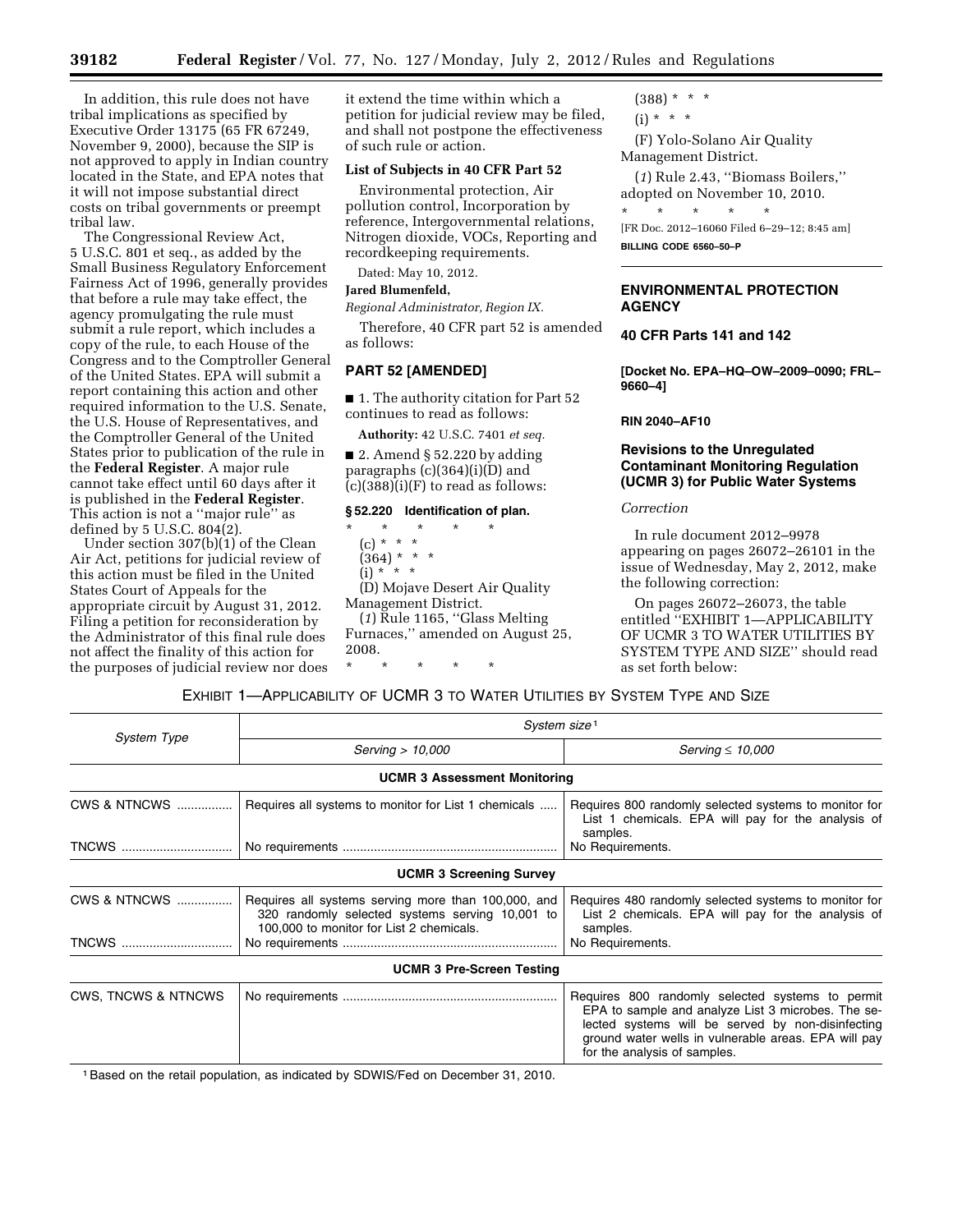In addition, this rule does not have tribal implications as specified by Executive Order 13175 (65 FR 67249, November 9, 2000), because the SIP is not approved to apply in Indian country located in the State, and EPA notes that it will not impose substantial direct costs on tribal governments or preempt tribal law.

The Congressional Review Act, 5 U.S.C. 801 et seq., as added by the Small Business Regulatory Enforcement Fairness Act of 1996, generally provides that before a rule may take effect, the agency promulgating the rule must submit a rule report, which includes a copy of the rule, to each House of the Congress and to the Comptroller General of the United States. EPA will submit a report containing this action and other required information to the U.S. Senate, the U.S. House of Representatives, and the Comptroller General of the United States prior to publication of the rule in the **Federal Register**. A major rule cannot take effect until 60 days after it is published in the **Federal Register**. This action is not a "major rule" as defined by 5 U.S.C. 804(2).

Under section 307(b)(1) of the Clean Air Act, petitions for judicial review of this action must be filed in the United States Court of Appeals for the appropriate circuit by August 31, 2012. Filing a petition for reconsideration by the Administrator of this final rule does not affect the finality of this action for the purposes of judicial review nor does it extend the time within which a petition for judicial review may be filed, and shall not postpone the effectiveness of such rule or action.

**List of Subjects in 40 CFR Part 52**

Environmental protection, Air pollution control, Incorporation by reference, Intergovernmental relations, Nitrogen dioxide, VOCs, Reporting and recordkeeping requirements.

Dated: May 10, 2012.

**Jared Blumenfeld,**

*Regional Administrator, Region IX.*

Therefore, 40 CFR part 52 is amended as follows:

## PART 52 [AMENDED]

■ 1. The authority citation for Part 52 continues to read as follows:

**Authority:** 42 U.S.C. 7401 *et seq.*

■ 2. Amend § 52.220 by adding paragraphs (c)(364)(i)(D) and (c)(388)(i)(F) to read as follows:

**§ 52.220 Identification of plan.**

\* \* \* \* \*

(c) \* \* \*

(364) \* \* \*

(i) \* \* \*

(D) Mojave Desert Air Quality Management District.

(*1*) Rule 1165, "Glass Melting Furnaces," amended on August 25, 2008.

\* \* \* \* \*

(388) \* \* \*

(i) \* \* \*

(F) Yolo-Solano Air Quality Management District.

(*1*) Rule 2.43, "Biomass Boilers," adopted on November 10, 2010.

\* \* \* \* \*

[FR Doc. 2012–16060 Filed 6–29–12; 8:45 am]

**BILLING CODE 6560–50–P**

---

## ENVIRONMENTAL PROTECTION AGENCY

### 40 CFR Parts 141 and 142

**[Docket No. EPA–HQ–OW–2009–0090; FRL–9660–4]**

**RIN 2040–AF10**

### Revisions to the Unregulated Contaminant Monitoring Regulation (UCMR 3) for Public Water Systems

*Correction*

In rule document 2012–9978 appearing on pages 26072–26101 in the issue of Wednesday, May 2, 2012, make the following correction:

On pages 26072–26073, the table entitled "EXHIBIT 1—APPLICABILITY OF UCMR 3 TO WATER UTILITIES BY SYSTEM TYPE AND SIZE" should read as set forth below:

EXHIBIT 1—APPLICABILITY OF UCMR 3 TO WATER UTILITIES BY SYSTEM TYPE AND SIZE

| *System Type* | *System size*[1] | |
|---|---|---|
| | *Serving > 10,000* | *Serving ≤ 10,000* |
| **UCMR 3 Assessment Monitoring** | | |
| CWS & NTNCWS | Requires all systems to monitor for List 1 chemicals | Requires 800 randomly selected systems to monitor for List 1 chemicals. EPA will pay for the analysis of samples. |
| TNCWS | No requirements | No Requirements. |
| **UCMR 3 Screening Survey** | | |
| CWS & NTNCWS | Requires all systems serving more than 100,000, and 320 randomly selected systems serving 10,001 to 100,000 to monitor for List 2 chemicals. | Requires 480 randomly selected systems to monitor for List 2 chemicals. EPA will pay for the analysis of samples. |
| TNCWS | No requirements | No Requirements. |
| **UCMR 3 Pre-Screen Testing** | | |
| CWS, TNCWS & NTNCWS | No requirements | Requires 800 randomly selected systems to permit EPA to sample and analyze List 3 microbes. The selected systems will be served by non-disinfecting ground water wells in vulnerable areas. EPA will pay for the analysis of samples. |

[1] Based on the retail population, as indicated by SDWIS/Fed on December 31, 2010.